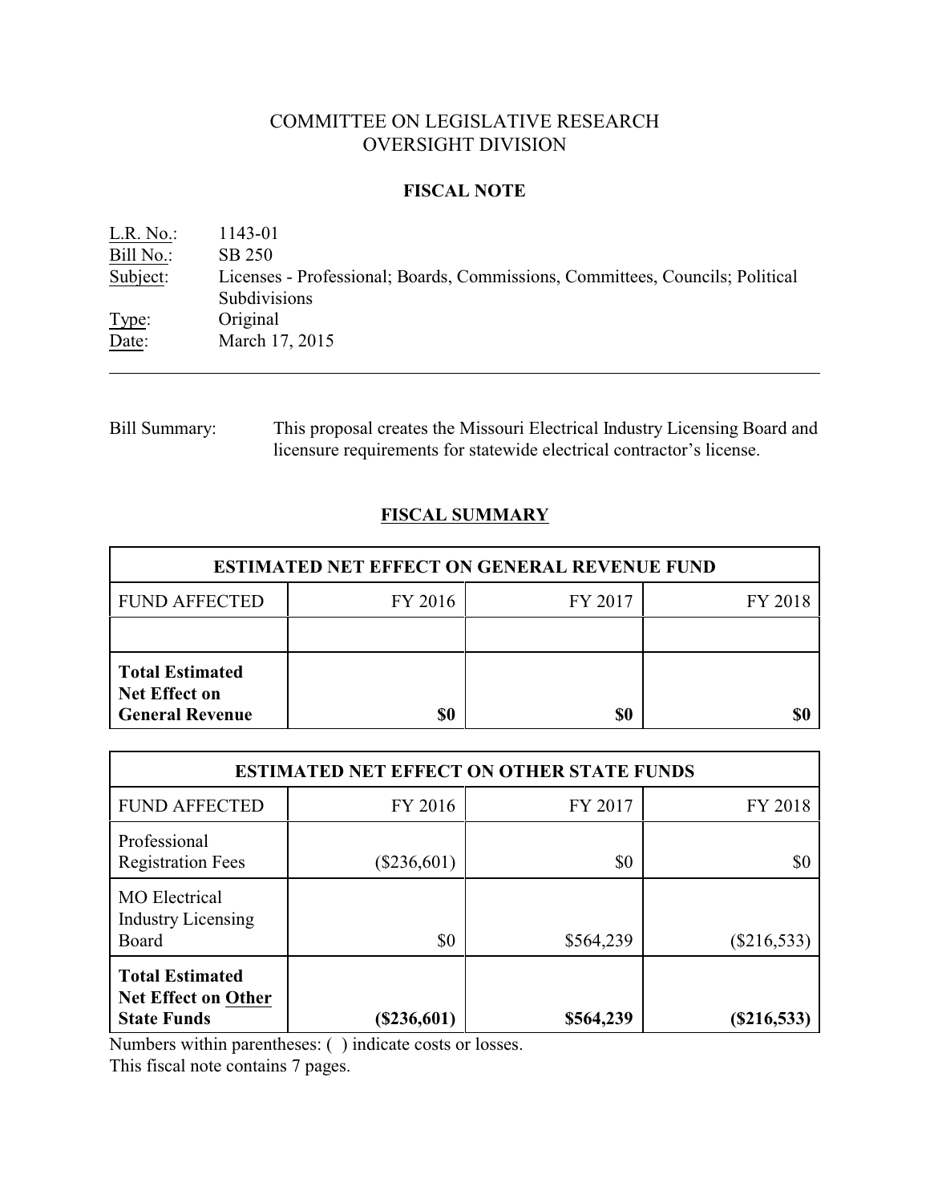# COMMITTEE ON LEGISLATIVE RESEARCH
# OVERSIGHT DIVISION

## FISCAL NOTE

L.R. No.: 1143-01
Bill No.: SB 250
Subject: Licenses - Professional; Boards, Commissions, Committees, Councils; Political Subdivisions
Type: Original
Date: March 17, 2015

---

Bill Summary: This proposal creates the Missouri Electrical Industry Licensing Board and licensure requirements for statewide electrical contractor's license.

## FISCAL SUMMARY

| ESTIMATED NET EFFECT ON GENERAL REVENUE FUND | | | |
|---|---|---|---|
| FUND AFFECTED | FY 2016 | FY 2017 | FY 2018 |
| | | | |
| **Total Estimated Net Effect on General Revenue** | **$0** | **$0** | **$0** |

| ESTIMATED NET EFFECT ON OTHER STATE FUNDS | | | |
|---|---|---|---|
| FUND AFFECTED | FY 2016 | FY 2017 | FY 2018 |
| Professional Registration Fees | ($236,601) | $0 | $0 |
| MO Electrical Industry Licensing Board | $0 | $564,239 | ($216,533) |
| **Total Estimated Net Effect on Other State Funds** | **($236,601)** | **$564,239** | **($216,533)** |

Numbers within parentheses: ( ) indicate costs or losses.
This fiscal note contains 7 pages.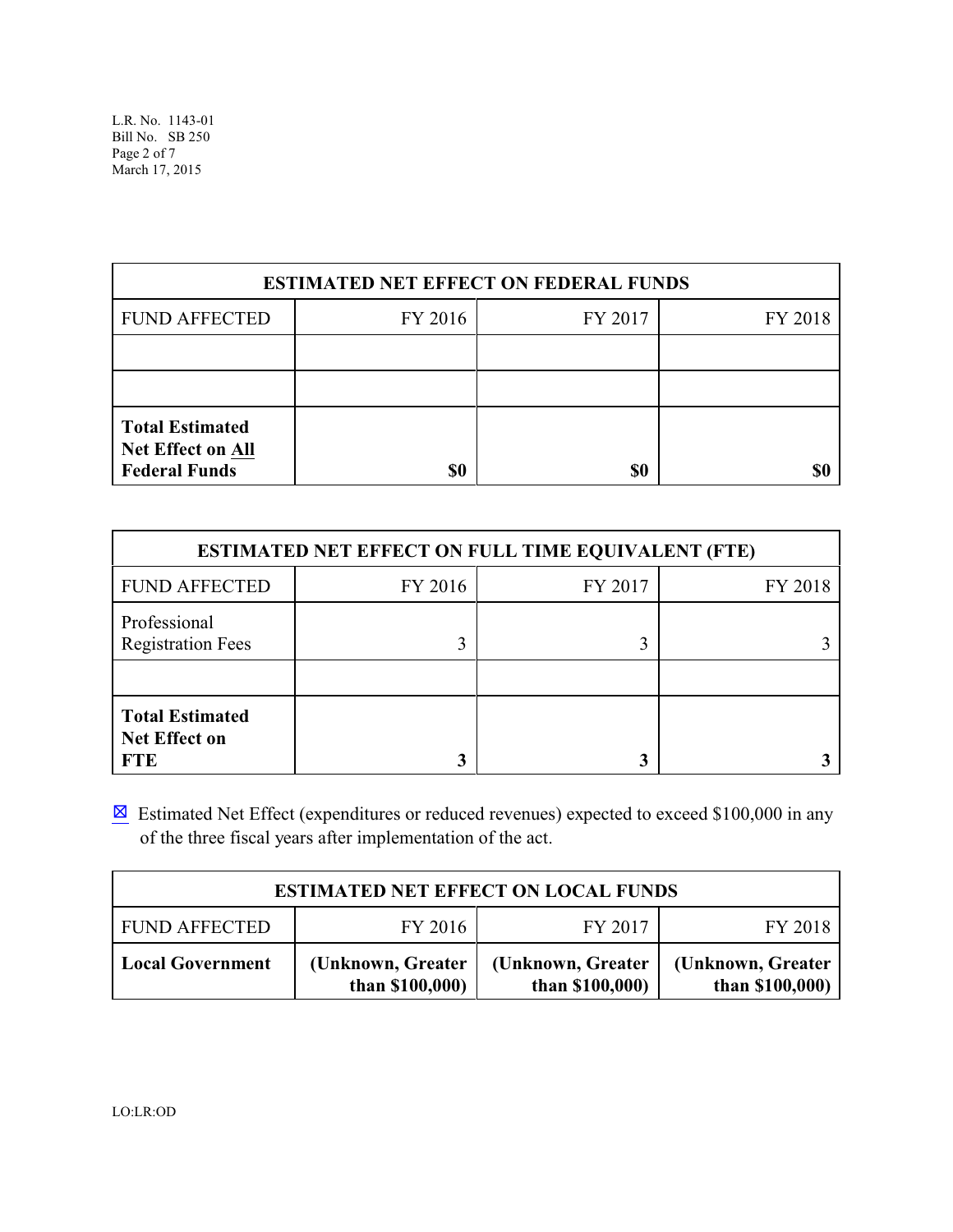| ESTIMATED NET EFFECT ON FEDERAL FUNDS | | | |
|---|---|---|---|
| FUND AFFECTED | FY 2016 | FY 2017 | FY 2018 |
| | | | |
| | | | |
| **Total Estimated Net Effect on All Federal Funds** | **$0** | **$0** | **$0** |

| ESTIMATED NET EFFECT ON FULL TIME EQUIVALENT (FTE) | | | |
|---|---|---|---|
| FUND AFFECTED | FY 2016 | FY 2017 | FY 2018 |
| Professional Registration Fees | 3 | 3 | 3 |
| | | | |
| **Total Estimated Net Effect on FTE** | **3** | **3** | **3** |

☒ Estimated Net Effect (expenditures or reduced revenues) expected to exceed $100,000 in any of the three fiscal years after implementation of the act.

| ESTIMATED NET EFFECT ON LOCAL FUNDS | | | |
|---|---|---|---|
| FUND AFFECTED | FY 2016 | FY 2017 | FY 2018 |
| **Local Government** | **(Unknown, Greater than $100,000)** | **(Unknown, Greater than $100,000)** | **(Unknown, Greater than $100,000)** |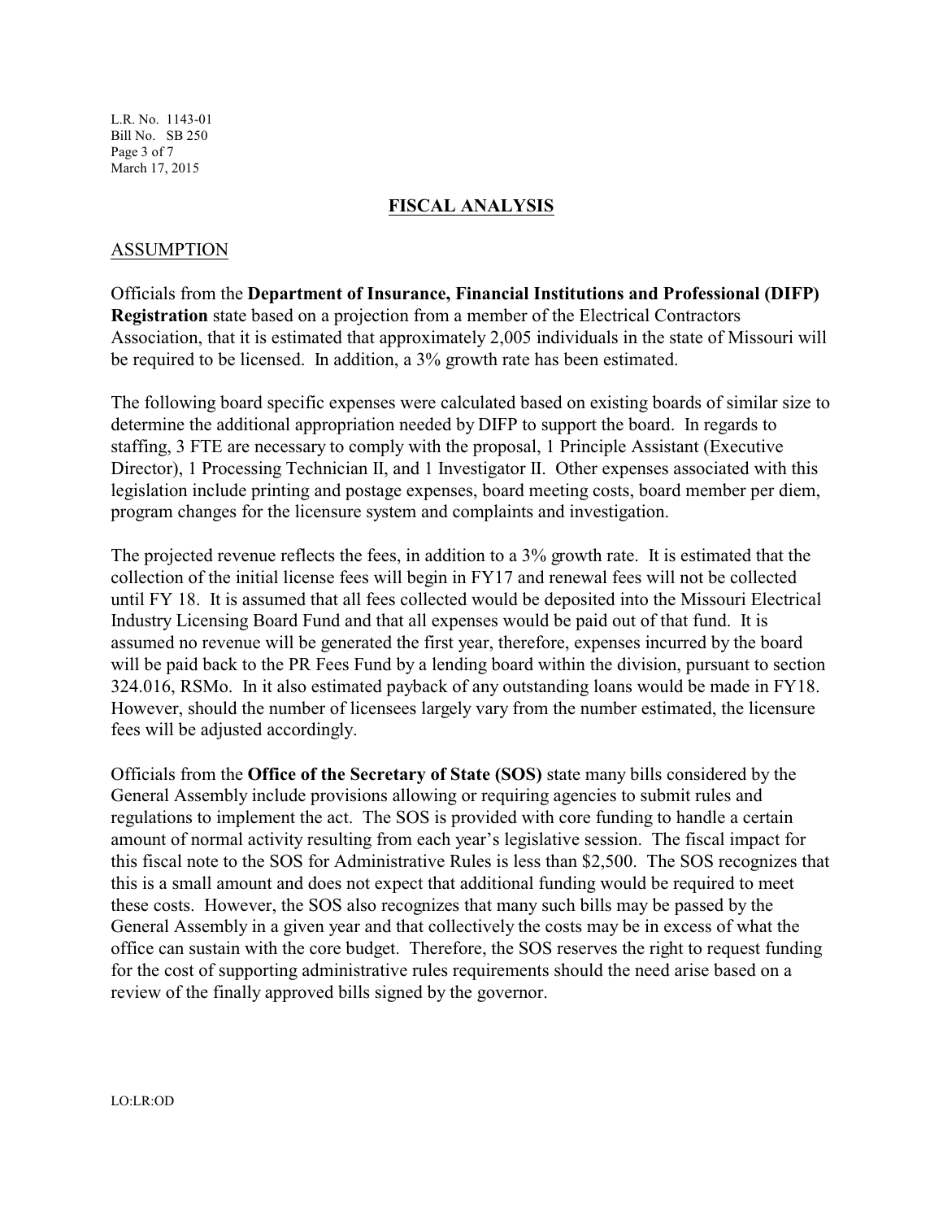## FISCAL ANALYSIS

### ASSUMPTION

Officials from the **Department of Insurance, Financial Institutions and Professional (DIFP) Registration** state based on a projection from a member of the Electrical Contractors Association, that it is estimated that approximately 2,005 individuals in the state of Missouri will be required to be licensed. In addition, a 3% growth rate has been estimated.

The following board specific expenses were calculated based on existing boards of similar size to determine the additional appropriation needed by DIFP to support the board. In regards to staffing, 3 FTE are necessary to comply with the proposal, 1 Principle Assistant (Executive Director), 1 Processing Technician II, and 1 Investigator II. Other expenses associated with this legislation include printing and postage expenses, board meeting costs, board member per diem, program changes for the licensure system and complaints and investigation.

The projected revenue reflects the fees, in addition to a 3% growth rate. It is estimated that the collection of the initial license fees will begin in FY17 and renewal fees will not be collected until FY 18. It is assumed that all fees collected would be deposited into the Missouri Electrical Industry Licensing Board Fund and that all expenses would be paid out of that fund. It is assumed no revenue will be generated the first year, therefore, expenses incurred by the board will be paid back to the PR Fees Fund by a lending board within the division, pursuant to section 324.016, RSMo. In it also estimated payback of any outstanding loans would be made in FY18. However, should the number of licensees largely vary from the number estimated, the licensure fees will be adjusted accordingly.

Officials from the **Office of the Secretary of State (SOS)** state many bills considered by the General Assembly include provisions allowing or requiring agencies to submit rules and regulations to implement the act. The SOS is provided with core funding to handle a certain amount of normal activity resulting from each year's legislative session. The fiscal impact for this fiscal note to the SOS for Administrative Rules is less than $2,500. The SOS recognizes that this is a small amount and does not expect that additional funding would be required to meet these costs. However, the SOS also recognizes that many such bills may be passed by the General Assembly in a given year and that collectively the costs may be in excess of what the office can sustain with the core budget. Therefore, the SOS reserves the right to request funding for the cost of supporting administrative rules requirements should the need arise based on a review of the finally approved bills signed by the governor.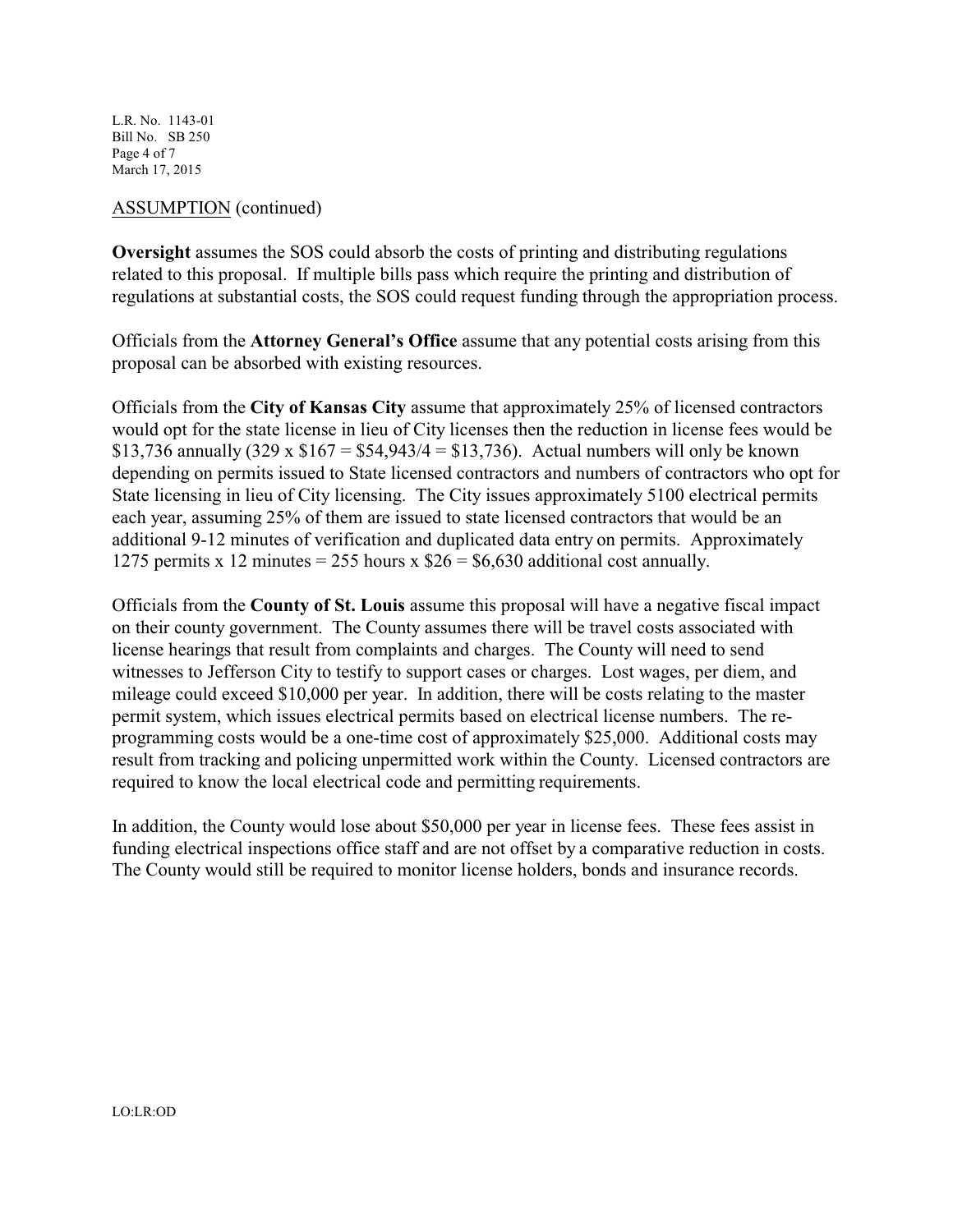ASSUMPTION (continued)

**Oversight** assumes the SOS could absorb the costs of printing and distributing regulations related to this proposal. If multiple bills pass which require the printing and distribution of regulations at substantial costs, the SOS could request funding through the appropriation process.

Officials from the **Attorney General's Office** assume that any potential costs arising from this proposal can be absorbed with existing resources.

Officials from the **City of Kansas City** assume that approximately 25% of licensed contractors would opt for the state license in lieu of City licenses then the reduction in license fees would be $13,736 annually (329 x $167 = $54,943/4 = $13,736). Actual numbers will only be known depending on permits issued to State licensed contractors and numbers of contractors who opt for State licensing in lieu of City licensing. The City issues approximately 5100 electrical permits each year, assuming 25% of them are issued to state licensed contractors that would be an additional 9-12 minutes of verification and duplicated data entry on permits. Approximately 1275 permits x 12 minutes = 255 hours x $26 = $6,630 additional cost annually.

Officials from the **County of St. Louis** assume this proposal will have a negative fiscal impact on their county government. The County assumes there will be travel costs associated with license hearings that result from complaints and charges. The County will need to send witnesses to Jefferson City to testify to support cases or charges. Lost wages, per diem, and mileage could exceed $10,000 per year. In addition, there will be costs relating to the master permit system, which issues electrical permits based on electrical license numbers. The re-programming costs would be a one-time cost of approximately $25,000. Additional costs may result from tracking and policing unpermitted work within the County. Licensed contractors are required to know the local electrical code and permitting requirements.

In addition, the County would lose about $50,000 per year in license fees. These fees assist in funding electrical inspections office staff and are not offset by a comparative reduction in costs. The County would still be required to monitor license holders, bonds and insurance records.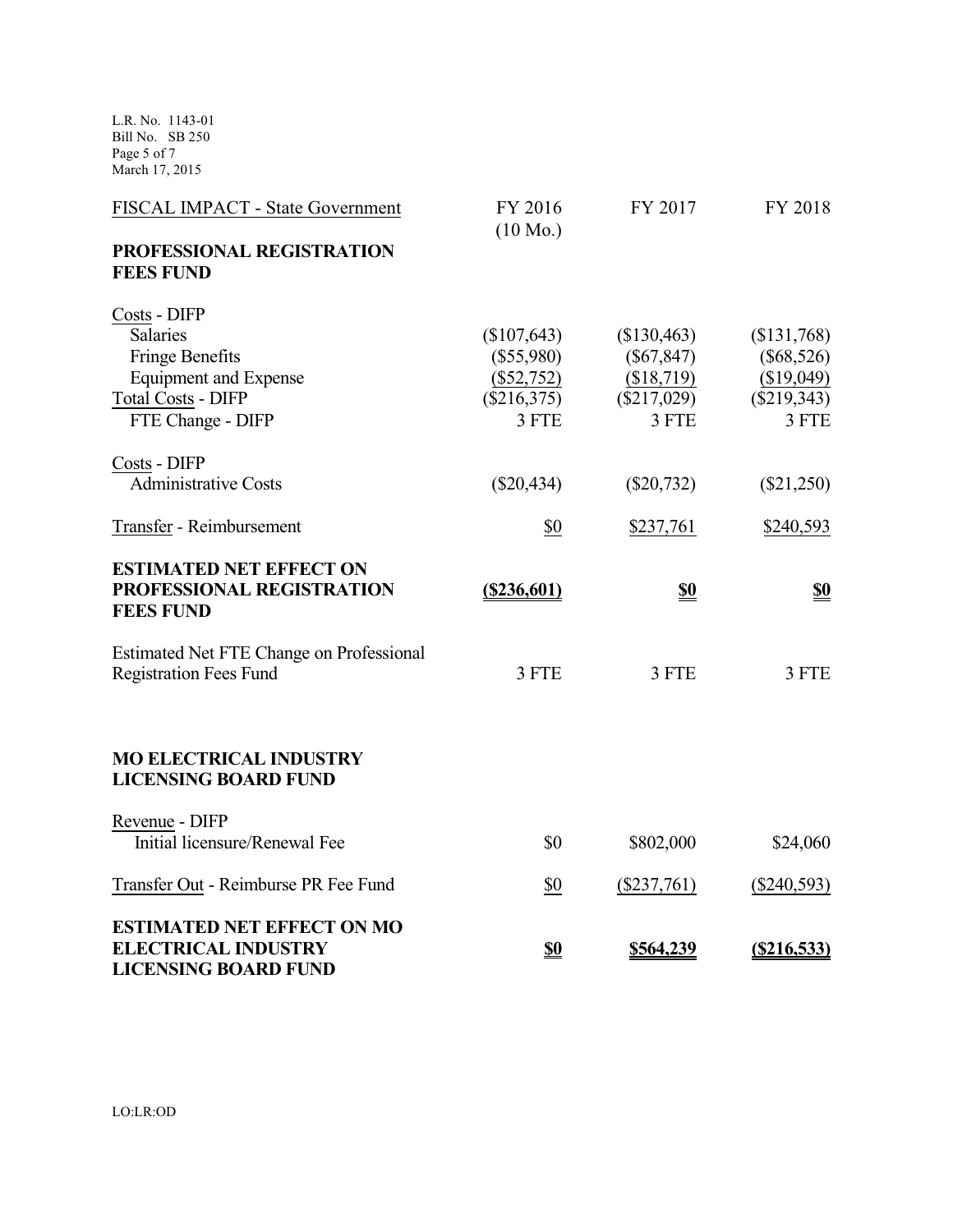| FISCAL IMPACT - State Government | FY 2016 (10 Mo.) | FY 2017 | FY 2018 |
|---|---|---|---|
| **PROFESSIONAL REGISTRATION FEES FUND** | | | |
| Costs - DIFP | | | |
| Salaries | ($107,643) | ($130,463) | ($131,768) |
| Fringe Benefits | ($55,980) | ($67,847) | ($68,526) |
| Equipment and Expense | ($52,752) | ($18,719) | ($19,049) |
| Total Costs - DIFP | ($216,375) | ($217,029) | ($219,343) |
| FTE Change - DIFP | 3 FTE | 3 FTE | 3 FTE |
| Costs - DIFP | | | |
| Administrative Costs | ($20,434) | ($20,732) | ($21,250) |
| Transfer - Reimbursement | $0 | $237,761 | $240,593 |
| **ESTIMATED NET EFFECT ON PROFESSIONAL REGISTRATION FEES FUND** | **($236,601)** | **$0** | **$0** |
| Estimated Net FTE Change on Professional Registration Fees Fund | 3 FTE | 3 FTE | 3 FTE |
| **MO ELECTRICAL INDUSTRY LICENSING BOARD FUND** | | | |
| Revenue - DIFP | | | |
| Initial licensure/Renewal Fee | $0 | $802,000 | $24,060 |
| Transfer Out - Reimburse PR Fee Fund | $0 | ($237,761) | ($240,593) |
| **ESTIMATED NET EFFECT ON MO ELECTRICAL INDUSTRY LICENSING BOARD FUND** | **$0** | **$564,239** | **($216,533)** |

LO:LR:OD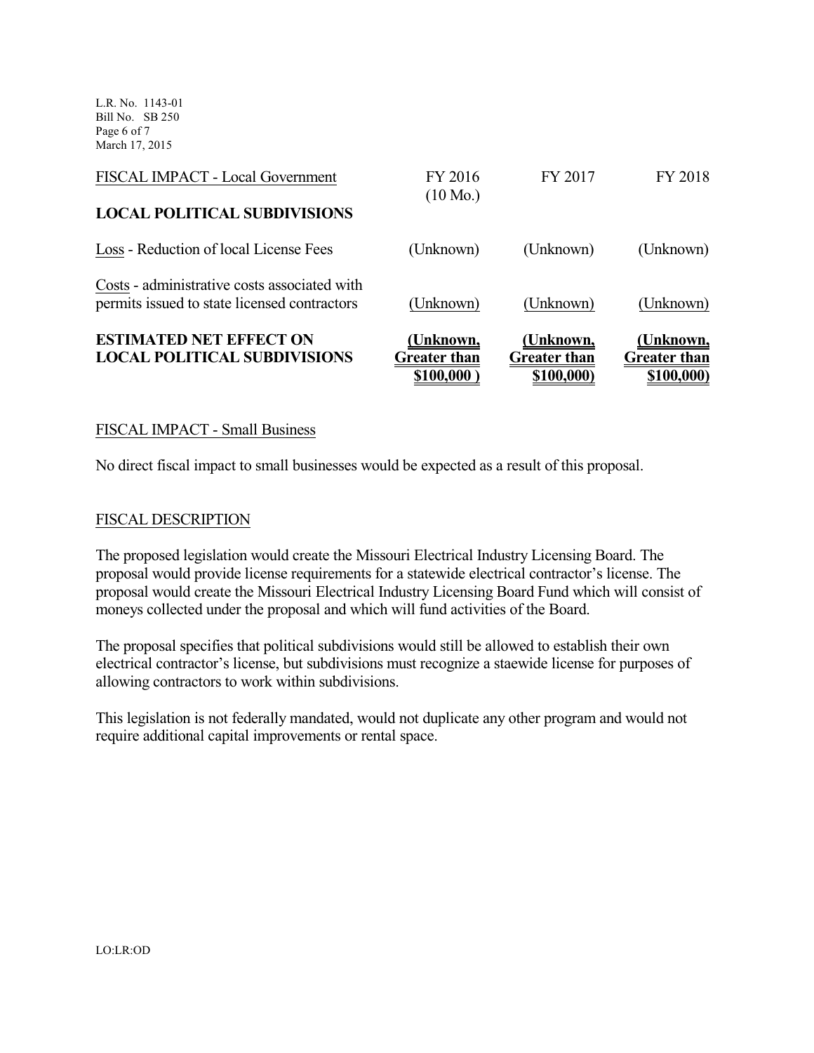| FISCAL IMPACT - Local Government | FY 2016 (10 Mo.) | FY 2017 | FY 2018 |
| --- | --- | --- | --- |
| **LOCAL POLITICAL SUBDIVISIONS** | | | |
| Loss - Reduction of local License Fees | (Unknown) | (Unknown) | (Unknown) |
| Costs - administrative costs associated with permits issued to state licensed contractors | (Unknown) | (Unknown) | (Unknown) |
| **ESTIMATED NET EFFECT ON LOCAL POLITICAL SUBDIVISIONS** | **(Unknown, Greater than $100,000 )** | **(Unknown, Greater than $100,000)** | **(Unknown, Greater than $100,000)** |

FISCAL IMPACT - Small Business

No direct fiscal impact to small businesses would be expected as a result of this proposal.

FISCAL DESCRIPTION

The proposed legislation would create the Missouri Electrical Industry Licensing Board. The proposal would provide license requirements for a statewide electrical contractor's license. The proposal would create the Missouri Electrical Industry Licensing Board Fund which will consist of moneys collected under the proposal and which will fund activities of the Board.

The proposal specifies that political subdivisions would still be allowed to establish their own electrical contractor's license, but subdivisions must recognize a staewide license for purposes of allowing contractors to work within subdivisions.

This legislation is not federally mandated, would not duplicate any other program and would not require additional capital improvements or rental space.

LO:LR:OD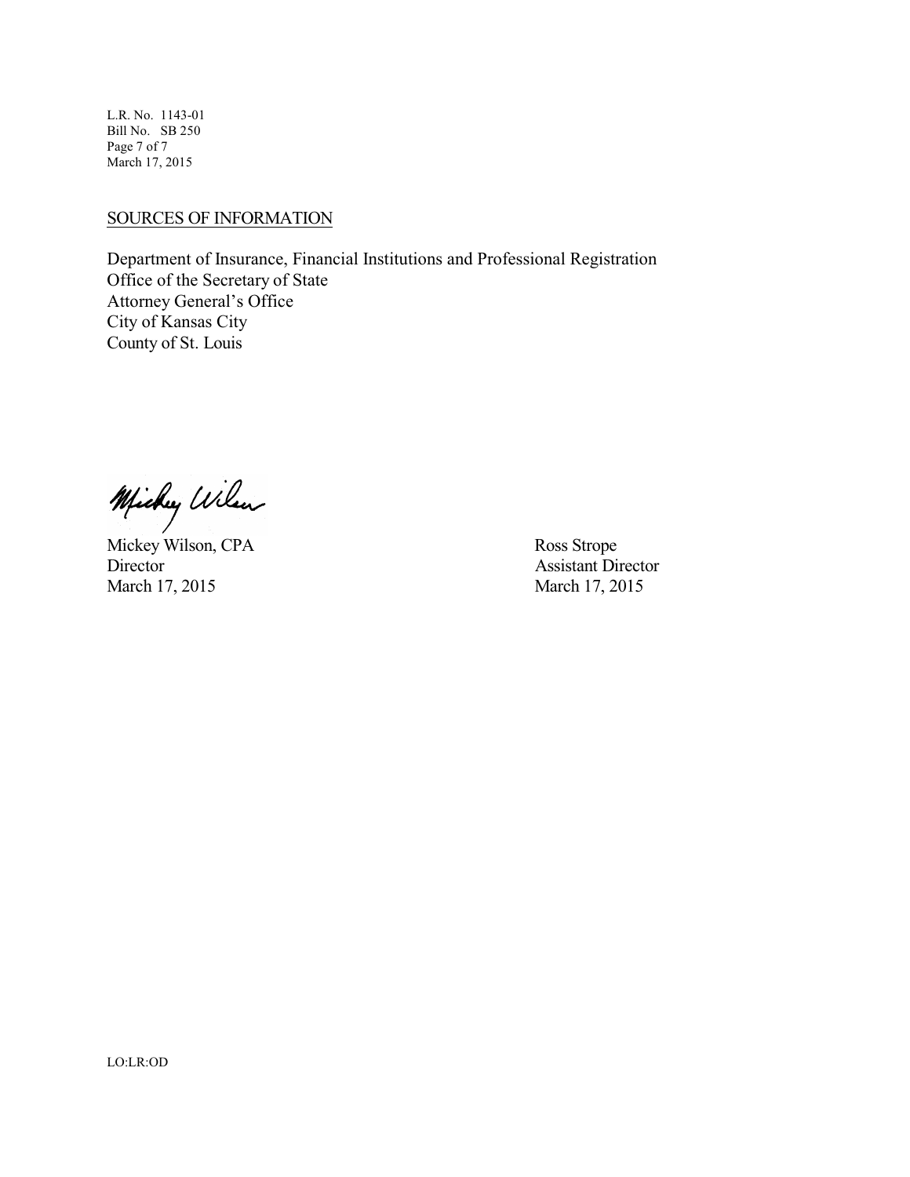## SOURCES OF INFORMATION

Department of Insurance, Financial Institutions and Professional Registration
Office of the Secretary of State
Attorney General's Office
City of Kansas City
County of St. Louis

| | |
|---|---|
| Mickey Wilson, CPA | Ross Strope |
| Director | Assistant Director |
| March 17, 2015 | March 17, 2015 |

LO:LR:OD